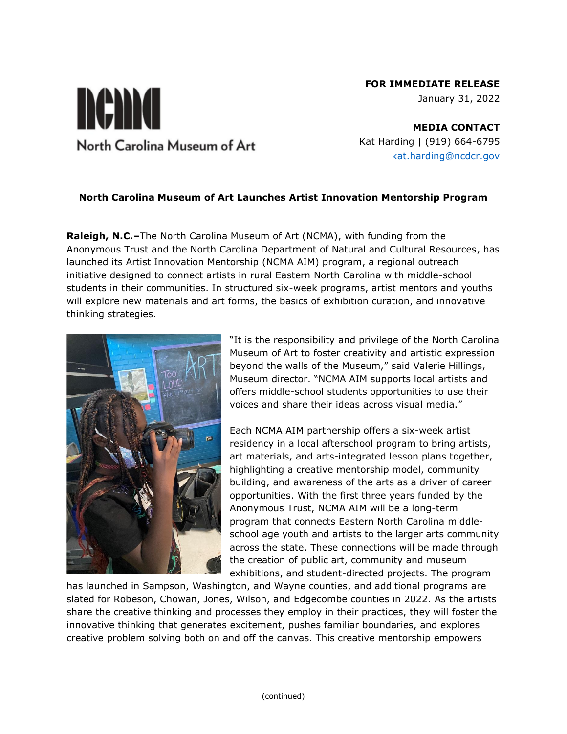North Carolina Museum of Art

**FOR IMMEDIATE RELEASE**
January 31, 2022

**MEDIA CONTACT**
Kat Harding | (919) 664-6795
kat.harding@ncdcr.gov

**North Carolina Museum of Art Launches Artist Innovation Mentorship Program**

**Raleigh, N.C.–**The North Carolina Museum of Art (NCMA), with funding from the Anonymous Trust and the North Carolina Department of Natural and Cultural Resources, has launched its Artist Innovation Mentorship (NCMA AIM) program, a regional outreach initiative designed to connect artists in rural Eastern North Carolina with middle-school students in their communities. In structured six-week programs, artist mentors and youths will explore new materials and art forms, the basics of exhibition curation, and innovative thinking strategies.

"It is the responsibility and privilege of the North Carolina Museum of Art to foster creativity and artistic expression beyond the walls of the Museum," said Valerie Hillings, Museum director. "NCMA AIM supports local artists and offers middle-school students opportunities to use their voices and share their ideas across visual media."

Each NCMA AIM partnership offers a six-week artist residency in a local afterschool program to bring artists, art materials, and arts-integrated lesson plans together, highlighting a creative mentorship model, community building, and awareness of the arts as a driver of career opportunities. With the first three years funded by the Anonymous Trust, NCMA AIM will be a long-term program that connects Eastern North Carolina middle-school age youth and artists to the larger arts community across the state. These connections will be made through the creation of public art, community and museum exhibitions, and student-directed projects. The program has launched in Sampson, Washington, and Wayne counties, and additional programs are slated for Robeson, Chowan, Jones, Wilson, and Edgecombe counties in 2022. As the artists share the creative thinking and processes they employ in their practices, they will foster the innovative thinking that generates excitement, pushes familiar boundaries, and explores creative problem solving both on and off the canvas. This creative mentorship empowers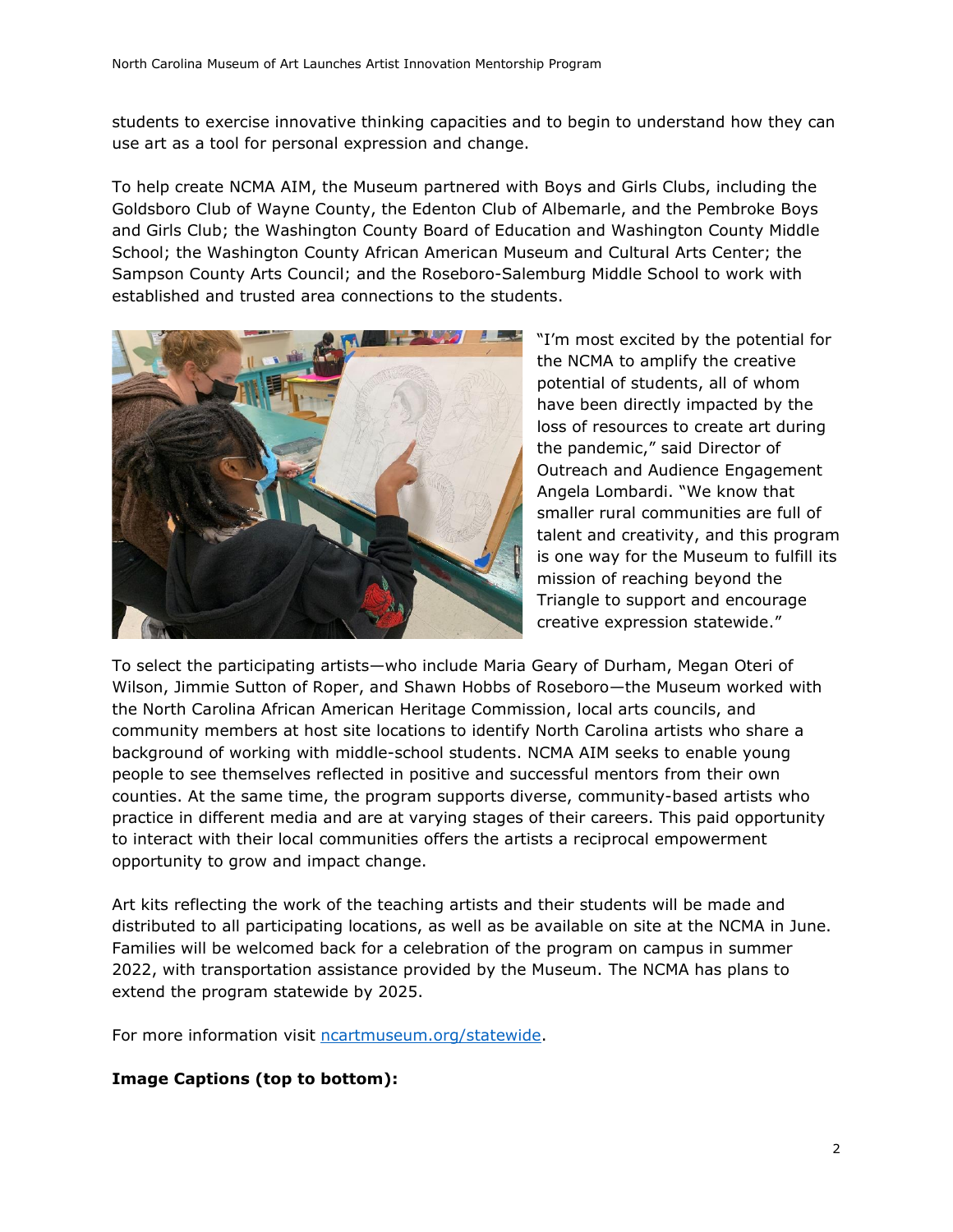students to exercise innovative thinking capacities and to begin to understand how they can use art as a tool for personal expression and change.

To help create NCMA AIM, the Museum partnered with Boys and Girls Clubs, including the Goldsboro Club of Wayne County, the Edenton Club of Albemarle, and the Pembroke Boys and Girls Club; the Washington County Board of Education and Washington County Middle School; the Washington County African American Museum and Cultural Arts Center; the Sampson County Arts Council; and the Roseboro-Salemburg Middle School to work with established and trusted area connections to the students.

"I'm most excited by the potential for the NCMA to amplify the creative potential of students, all of whom have been directly impacted by the loss of resources to create art during the pandemic," said Director of Outreach and Audience Engagement Angela Lombardi. "We know that smaller rural communities are full of talent and creativity, and this program is one way for the Museum to fulfill its mission of reaching beyond the Triangle to support and encourage creative expression statewide."

To select the participating artists—who include Maria Geary of Durham, Megan Oteri of Wilson, Jimmie Sutton of Roper, and Shawn Hobbs of Roseboro—the Museum worked with the North Carolina African American Heritage Commission, local arts councils, and community members at host site locations to identify North Carolina artists who share a background of working with middle-school students. NCMA AIM seeks to enable young people to see themselves reflected in positive and successful mentors from their own counties. At the same time, the program supports diverse, community-based artists who practice in different media and are at varying stages of their careers. This paid opportunity to interact with their local communities offers the artists a reciprocal empowerment opportunity to grow and impact change.

Art kits reflecting the work of the teaching artists and their students will be made and distributed to all participating locations, as well as be available on site at the NCMA in June. Families will be welcomed back for a celebration of the program on campus in summer 2022, with transportation assistance provided by the Museum. The NCMA has plans to extend the program statewide by 2025.

For more information visit [ncartmuseum.org/statewide](ncartmuseum.org/statewide).

**Image Captions (top to bottom):**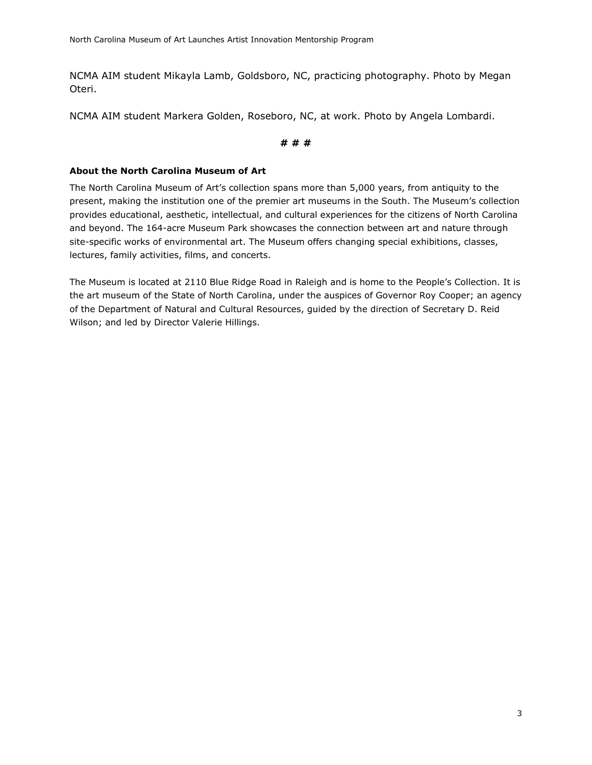NCMA AIM student Mikayla Lamb, Goldsboro, NC, practicing photography. Photo by Megan Oteri.

NCMA AIM student Markera Golden, Roseboro, NC, at work. Photo by Angela Lombardi.

**# # #**

**About the North Carolina Museum of Art**

The North Carolina Museum of Art's collection spans more than 5,000 years, from antiquity to the present, making the institution one of the premier art museums in the South. The Museum's collection provides educational, aesthetic, intellectual, and cultural experiences for the citizens of North Carolina and beyond. The 164-acre Museum Park showcases the connection between art and nature through site-specific works of environmental art. The Museum offers changing special exhibitions, classes, lectures, family activities, films, and concerts.

The Museum is located at 2110 Blue Ridge Road in Raleigh and is home to the People's Collection. It is the art museum of the State of North Carolina, under the auspices of Governor Roy Cooper; an agency of the Department of Natural and Cultural Resources, guided by the direction of Secretary D. Reid Wilson; and led by Director Valerie Hillings.